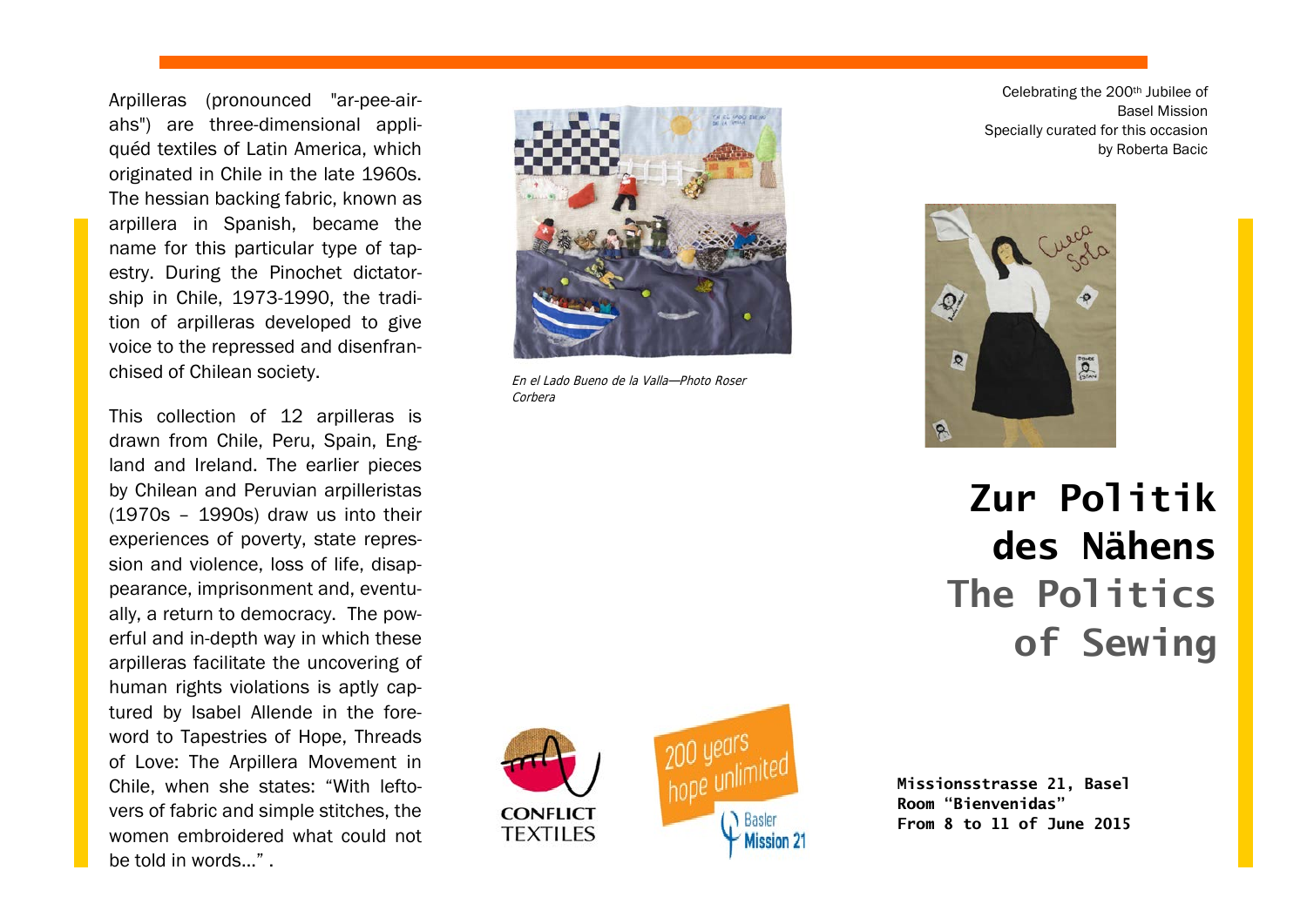Arpilleras (pronounced "ar-pee-air-ahs") are three-dimensional appliquéd textiles of Latin America, which originated in Chile in the late 1960s. The hessian backing fabric, known as arpillera in Spanish, became the name for this particular type of tapestry. During the Pinochet dictatorship in Chile, 1973-1990, the tradition of arpilleras developed to give voice to the repressed and disenfranchised of Chilean society.

This collection of 12 arpilleras is drawn from Chile, Peru, Spain, England and Ireland. The earlier pieces by Chilean and Peruvian arpilleristas (1970s – 1990s) draw us into their experiences of poverty, state repression and violence, loss of life, disappearance, imprisonment and, eventually, a return to democracy. The powerful and in-depth way in which these arpilleras facilitate the uncovering of human rights violations is aptly captured by Isabel Allende in the foreword to Tapestries of Hope, Threads of Love: The Arpillera Movement in Chile, when she states: "With leftovers of fabric and simple stitches, the women embroidered what could not be told in words…" .

*En el Lado Bueno de la Valla—Photo Roser Corbera*

CONFLICT TEXTILES

200 years hope unlimited — Basler Mission 21

Celebrating the 200th Jubilee of Basel Mission
Specially curated for this occasion by Roberta Bacic

# Zur Politik des Nähens

# The Politics of Sewing

**Missionsstrasse 21, Basel**
**Room "Bienvenidas"**
**From 8 to 11 of June 2015**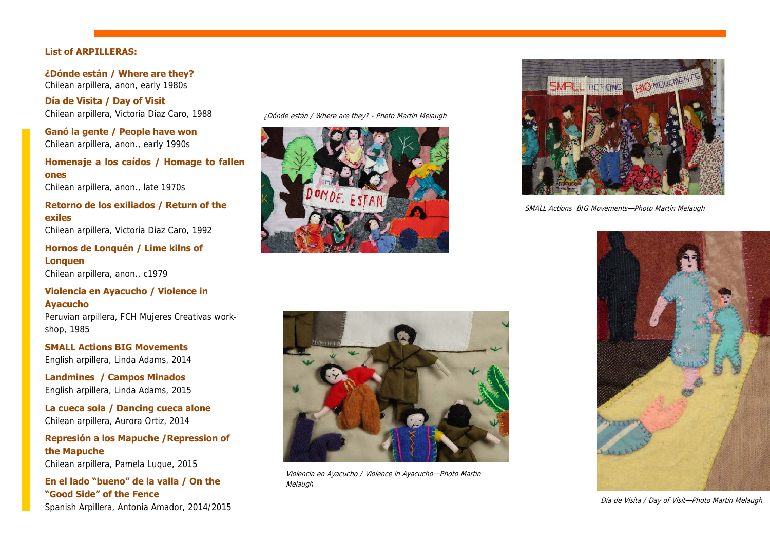**List of ARPILLERAS:**

**¿Dónde están / Where are they?**
Chilean arpillera, anon, early 1980s

**Día de Visita / Day of Visit**
Chilean arpillera, Victoria Diaz Caro, 1988

**Ganó la gente / People have won**
Chilean arpillera, anon., early 1990s

**Homenaje a los caídos / Homage to fallen ones**
Chilean arpillera, anon., late 1970s

**Retorno de los exiliados / Return of the exiles**
Chilean arpillera, Victoria Diaz Caro, 1992

**Hornos de Lonquén / Lime kilns of Lonquen**
Chilean arpillera, anon., c1979

**Violencia en Ayacucho / Violence in Ayacucho**
Peruvian arpillera, FCH Mujeres Creativas workshop, 1985

**SMALL Actions BIG Movements**
English arpillera, Linda Adams, 2014

**Landmines / Campos Minados**
English arpillera, Linda Adams, 2015

**La cueca sola / Dancing cueca alone**
Chilean arpillera, Aurora Ortiz, 2014

**Represión a los Mapuche /Repression of the Mapuche**
Chilean arpillera, Pamela Luque, 2015

**En el lado "bueno" de la valla / On the "Good Side" of the Fence**
Spanish Arpillera, Antonia Amador, 2014/2015

*¿Dónde están / Where are they? - Photo Martin Melaugh*

*SMALL Actions BIG Movements—Photo Martin Melaugh*

*Violencia en Ayacucho / Violence in Ayacucho—Photo Martin Melaugh*

*Día de Visita / Day of Visit—Photo Martin Melaugh*